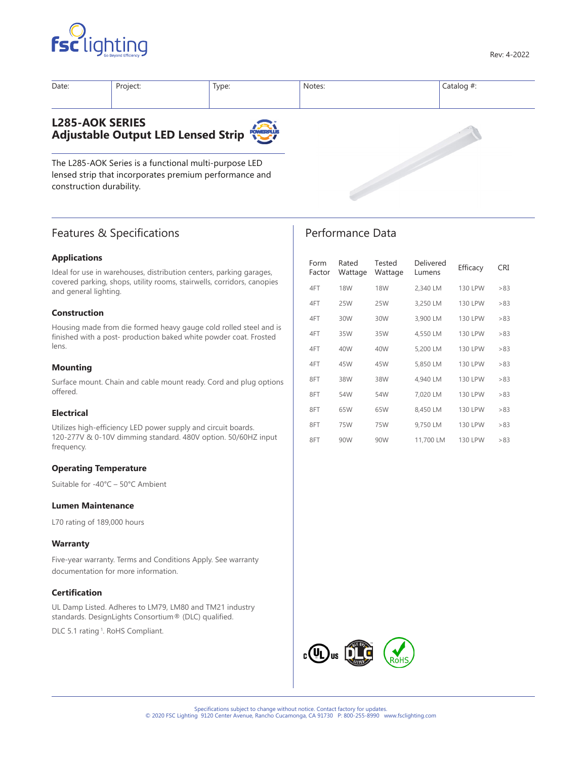Rev: 4-2022

| Date: | Project: | Type: | Notes: | Catalog #: |
|---|---|---|---|---|
| | | | | |

# L285-AOK SERIES
## Adjustable Output LED Lensed Strip

The L285-AOK Series is a functional multi-purpose LED lensed strip that incorporates premium performance and construction durability.

## Features & Specifications

### Applications

Ideal for use in warehouses, distribution centers, parking garages, covered parking, shops, utility rooms, stairwells, corridors, canopies and general lighting.

### Construction

Housing made from die formed heavy gauge cold rolled steel and is finished with a post- production baked white powder coat. Frosted lens.

### Mounting

Surface mount. Chain and cable mount ready. Cord and plug options offered.

### Electrical

Utilizes high-efficiency LED power supply and circuit boards. 120-277V & 0-10V dimming standard. 480V option. 50/60HZ input frequency.

### Operating Temperature

Suitable for -40°C – 50°C Ambient

### Lumen Maintenance

L70 rating of 189,000 hours

### Warranty

Five-year warranty. Terms and Conditions Apply. See warranty documentation for more information.

### Certification

UL Damp Listed. Adheres to LM79, LM80 and TM21 industry standards. DesignLights Consortium® (DLC) qualified.

DLC 5.1 rating [1]. RoHS Compliant.

## Performance Data

| Form Factor | Rated Wattage | Tested Wattage | Delivered Lumens | Efficacy | CRI |
|---|---|---|---|---|---|
| 4FT | 18W | 18W | 2,340 LM | 130 LPW | >83 |
| 4FT | 25W | 25W | 3,250 LM | 130 LPW | >83 |
| 4FT | 30W | 30W | 3,900 LM | 130 LPW | >83 |
| 4FT | 35W | 35W | 4,550 LM | 130 LPW | >83 |
| 4FT | 40W | 40W | 5,200 LM | 130 LPW | >83 |
| 4FT | 45W | 45W | 5,850 LM | 130 LPW | >83 |
| 8FT | 38W | 38W | 4,940 LM | 130 LPW | >83 |
| 8FT | 54W | 54W | 7,020 LM | 130 LPW | >83 |
| 8FT | 65W | 65W | 8,450 LM | 130 LPW | >83 |
| 8FT | 75W | 75W | 9,750 LM | 130 LPW | >83 |
| 8FT | 90W | 90W | 11,700 LM | 130 LPW | >83 |

Specifications subject to change without notice. Contact factory for updates.
© 2020 FSC Lighting 9120 Center Avenue, Rancho Cucamonga, CA 91730 P: 800-255-8990 www.fsclighting.com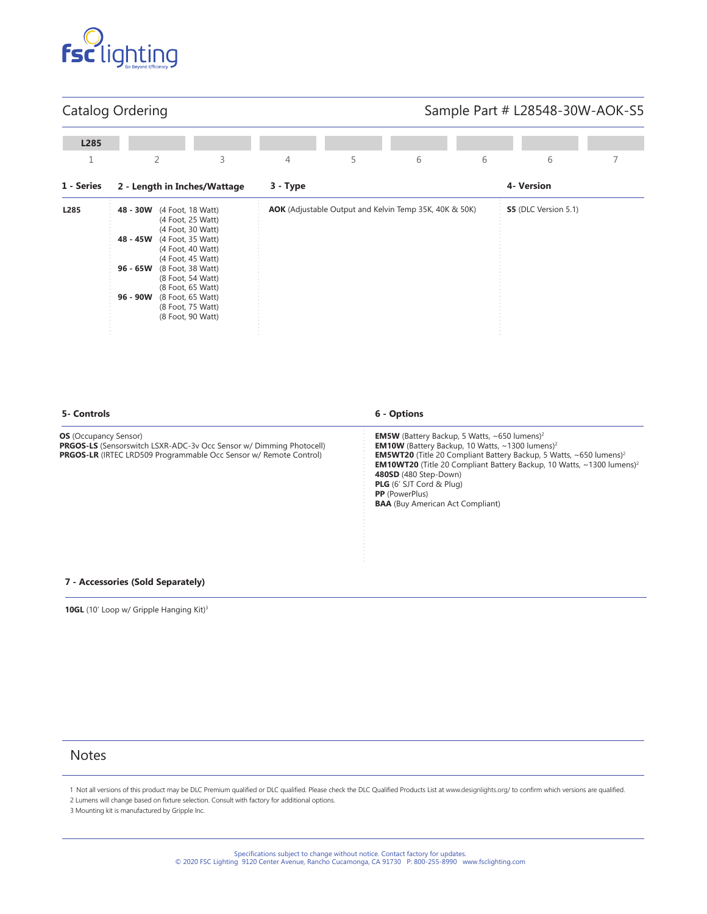## Catalog Ordering

Sample Part # L28548-30W-AOK-S5

| L285 | | | | | | | | |
|---|---|---|---|---|---|---|---|---|
| 1 | 2 | 3 | 4 | 5 | 6 | 6 | 6 | 7 |

| 1 - Series | 2 - Length in Inches/Wattage | 3 - Type | 4- Version |
|---|---|---|---|
| **L285** | **48 - 30W** (4 Foot, 18 Watt) (4 Foot, 25 Watt) (4 Foot, 30 Watt)<br>**48 - 45W** (4 Foot, 35 Watt) (4 Foot, 40 Watt) (4 Foot, 45 Watt)<br>**96 - 65W** (8 Foot, 38 Watt) (8 Foot, 54 Watt) (8 Foot, 65 Watt)<br>**96 - 90W** (8 Foot, 65 Watt) (8 Foot, 75 Watt) (8 Foot, 90 Watt) | **AOK** (Adjustable Output and Kelvin Temp 35K, 40K & 50K) | **S5** (DLC Version 5.1) |

### 5- Controls

**OS** (Occupancy Sensor)
**PRGOS-LS** (Sensorswitch LSXR-ADC-3v Occ Sensor w/ Dimming Photocell)
**PRGOS-LR** (IRTEC LRD509 Programmable Occ Sensor w/ Remote Control)

### 6 - Options

**EM5W** (Battery Backup, 5 Watts, ~650 lumens)[2]
**EM10W** (Battery Backup, 10 Watts, ~1300 lumens)[2]
**EM5WT20** (Title 20 Compliant Battery Backup, 5 Watts, ~650 lumens)[2]
**EM10WT20** (Title 20 Compliant Battery Backup, 10 Watts, ~1300 lumens)[2]
**480SD** (480 Step-Down)
**PLG** (6' SJT Cord & Plug)
**PP** (PowerPlus)
**BAA** (Buy American Act Compliant)

### 7 - Accessories (Sold Separately)

**10GL** (10' Loop w/ Gripple Hanging Kit)[3]

## Notes

1 Not all versions of this product may be DLC Premium qualified or DLC qualified. Please check the DLC Qualified Products List at www.designlights.org/ to confirm which versions are qualified.
2 Lumens will change based on fixture selection. Consult with factory for additional options.
3 Mounting kit is manufactured by Gripple Inc.

Specifications subject to change without notice. Contact factory for updates.
© 2020 FSC Lighting 9120 Center Avenue, Rancho Cucamonga, CA 91730 P: 800-255-8990 www.fsclighting.com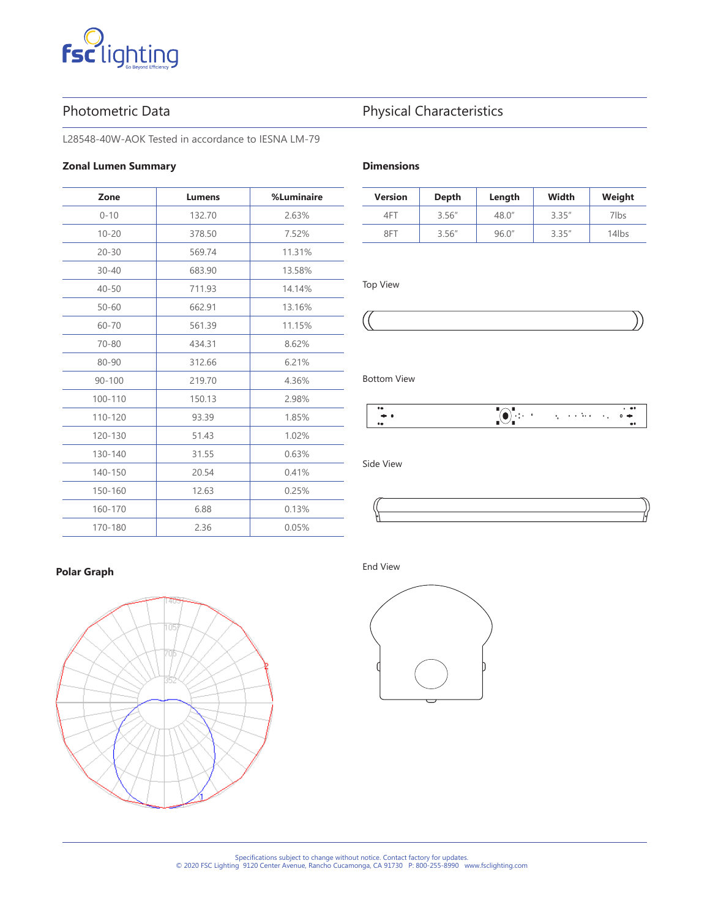## Photometric Data

L28548-40W-AOK Tested in accordance to IESNA LM-79

### Zonal Lumen Summary

| Zone | Lumens | %Luminaire |
|---|---|---|
| 0-10 | 132.70 | 2.63% |
| 10-20 | 378.50 | 7.52% |
| 20-30 | 569.74 | 11.31% |
| 30-40 | 683.90 | 13.58% |
| 40-50 | 711.93 | 14.14% |
| 50-60 | 662.91 | 13.16% |
| 60-70 | 561.39 | 11.15% |
| 70-80 | 434.31 | 8.62% |
| 80-90 | 312.66 | 6.21% |
| 90-100 | 219.70 | 4.36% |
| 100-110 | 150.13 | 2.98% |
| 110-120 | 93.39 | 1.85% |
| 120-130 | 51.43 | 1.02% |
| 130-140 | 31.55 | 0.63% |
| 140-150 | 20.54 | 0.41% |
| 150-160 | 12.63 | 0.25% |
| 160-170 | 6.88 | 0.13% |
| 170-180 | 2.36 | 0.05% |

### Polar Graph

1405
1057
705
352
2
1

## Physical Characteristics

### Dimensions

| Version | Depth | Length | Width | Weight |
|---|---|---|---|---|
| 4FT | 3.56″ | 48.0″ | 3.35″ | 7lbs |
| 8FT | 3.56″ | 96.0″ | 3.35″ | 14lbs |

Top View

Bottom View

Side View

End View

Specifications subject to change without notice. Contact factory for updates.
© 2020 FSC Lighting 9120 Center Avenue, Rancho Cucamonga, CA 91730 P: 800-255-8990 www.fsclighting.com